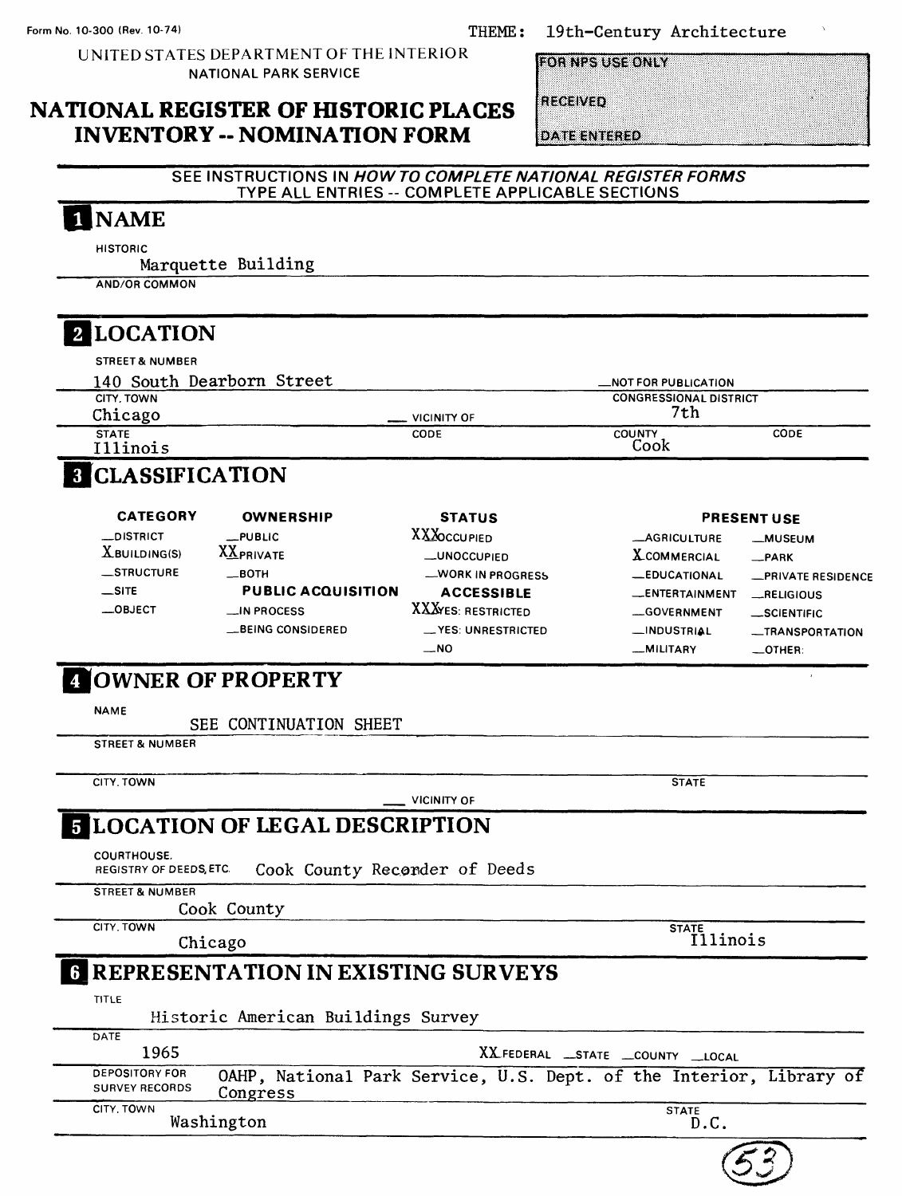Form No. 10-300 (Rev. 10-74)

THEME: 19th-Century Architecture

UNITED STATES DEPARTMENT OF THE INTERIOR
NATIONAL PARK SERVICE

# NATIONAL REGISTER OF HISTORIC PLACES INVENTORY -- NOMINATION FORM

FOR NPS USE ONLY

RECEIVED

DATE ENTERED

SEE INSTRUCTIONS IN *HOW TO COMPLETE NATIONAL REGISTER FORMS*
TYPE ALL ENTRIES -- COMPLETE APPLICABLE SECTIONS

## 1 NAME

HISTORIC
Marquette Building

AND/OR COMMON

## 2 LOCATION

STREET & NUMBER
140 South Dearborn Street

__NOT FOR PUBLICATION

CITY, TOWN
Chicago

__ VICINITY OF

CONGRESSIONAL DISTRICT
7th

STATE
Illinois

CODE

COUNTY
Cook

CODE

## 3 CLASSIFICATION

| CATEGORY | OWNERSHIP | STATUS | PRESENT USE | |
|---|---|---|---|---|
| __DISTRICT | __PUBLIC | XXXOCCUPIED | __AGRICULTURE | __MUSEUM |
| XBUILDING(S) | XXPRIVATE | __UNOCCUPIED | XCOMMERCIAL | __PARK |
| __STRUCTURE | __BOTH | __WORK IN PROGRESS | __EDUCATIONAL | __PRIVATE RESIDENCE |
| __SITE | **PUBLIC ACQUISITION** | **ACCESSIBLE** | __ENTERTAINMENT | __RELIGIOUS |
| __OBJECT | __IN PROCESS | XXXYES: RESTRICTED | __GOVERNMENT | __SCIENTIFIC |
| | __BEING CONSIDERED | __YES: UNRESTRICTED | __INDUSTRIAL | __TRANSPORTATION |
| | | __NO | __MILITARY | __OTHER: |

## 4 OWNER OF PROPERTY

NAME
SEE CONTINUATION SHEET

STREET & NUMBER

CITY, TOWN

__ VICINITY OF

STATE

## 5 LOCATION OF LEGAL DESCRIPTION

COURTHOUSE, REGISTRY OF DEEDS, ETC.
Cook County Recorder of Deeds

STREET & NUMBER
Cook County

CITY, TOWN
Chicago

STATE
Illinois

## 6 REPRESENTATION IN EXISTING SURVEYS

TITLE
Historic American Buildings Survey

DATE
1965

XX FEDERAL __STATE __COUNTY __LOCAL

DEPOSITORY FOR SURVEY RECORDS
OAHP, National Park Service, U.S. Dept. of the Interior, Library of Congress

CITY, TOWN
Washington

STATE
D.C.

(53)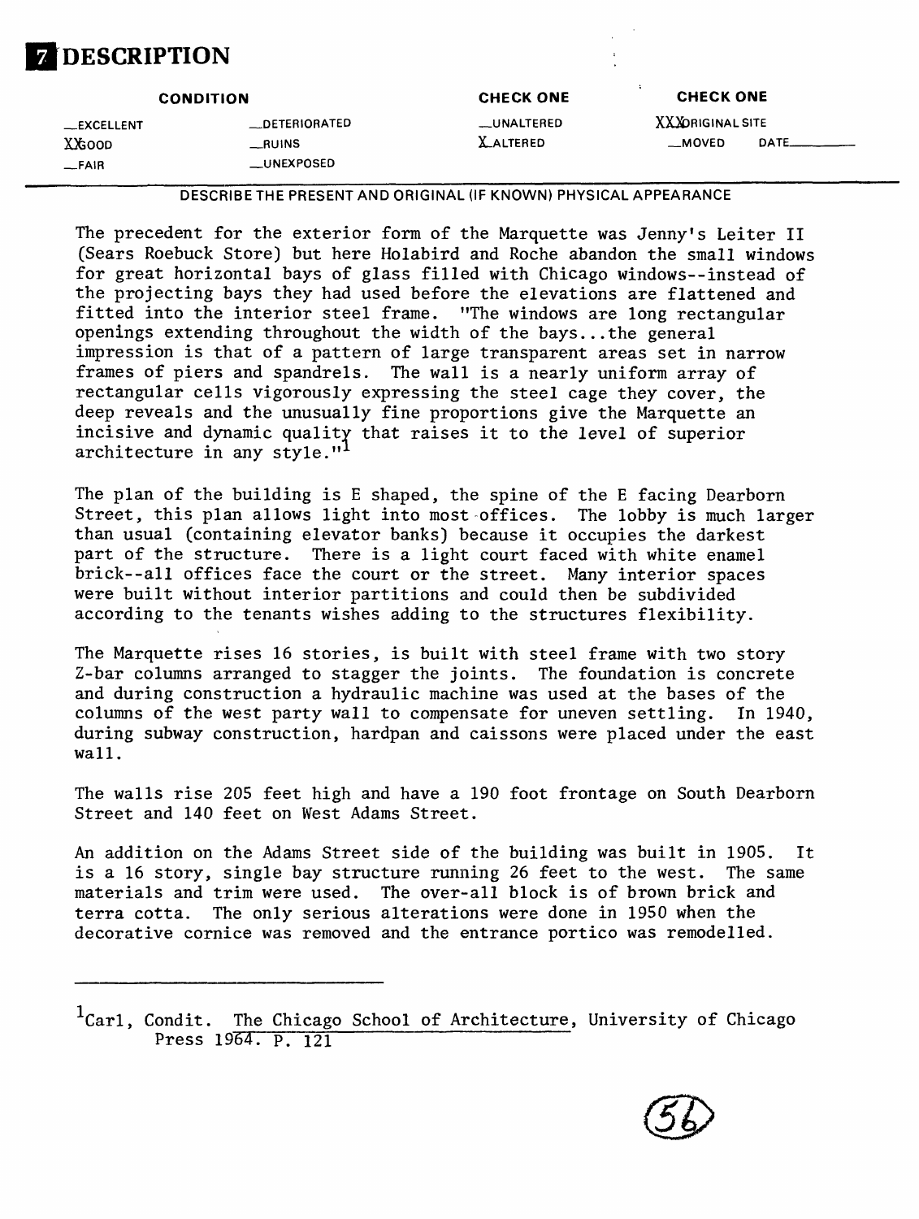# 7 DESCRIPTION

| CONDITION | | CHECK ONE | CHECK ONE |
|---|---|---|---|
| __EXCELLENT | __DETERIORATED | __UNALTERED | XXXORIGINAL SITE |
| XXGOOD | __RUINS | X ALTERED | __MOVED DATE______ |
| __FAIR | __UNEXPOSED | | |

DESCRIBE THE PRESENT AND ORIGINAL (IF KNOWN) PHYSICAL APPEARANCE

The precedent for the exterior form of the Marquette was Jenny's Leiter II (Sears Roebuck Store) but here Holabird and Roche abandon the small windows for great horizontal bays of glass filled with Chicago windows--instead of the projecting bays they had used before the elevations are flattened and fitted into the interior steel frame. "The windows are long rectangular openings extending throughout the width of the bays...the general impression is that of a pattern of large transparent areas set in narrow frames of piers and spandrels. The wall is a nearly uniform array of rectangular cells vigorously expressing the steel cage they cover, the deep reveals and the unusually fine proportions give the Marquette an incisive and dynamic quality that raises it to the level of superior architecture in any style."[1]

The plan of the building is E shaped, the spine of the E facing Dearborn Street, this plan allows light into most offices. The lobby is much larger than usual (containing elevator banks) because it occupies the darkest part of the structure. There is a light court faced with white enamel brick--all offices face the court or the street. Many interior spaces were built without interior partitions and could then be subdivided according to the tenants wishes adding to the structures flexibility.

The Marquette rises 16 stories, is built with steel frame with two story Z-bar columns arranged to stagger the joints. The foundation is concrete and during construction a hydraulic machine was used at the bases of the columns of the west party wall to compensate for uneven settling. In 1940, during subway construction, hardpan and caissons were placed under the east wall.

The walls rise 205 feet high and have a 190 foot frontage on South Dearborn Street and 140 feet on West Adams Street.

An addition on the Adams Street side of the building was built in 1905. It is a 16 story, single bay structure running 26 feet to the west. The same materials and trim were used. The over-all block is of brown brick and terra cotta. The only serious alterations were done in 1950 when the decorative cornice was removed and the entrance portico was remodelled.

---

[1] Carl, Condit. The Chicago School of Architecture, University of Chicago Press 1964. P. 121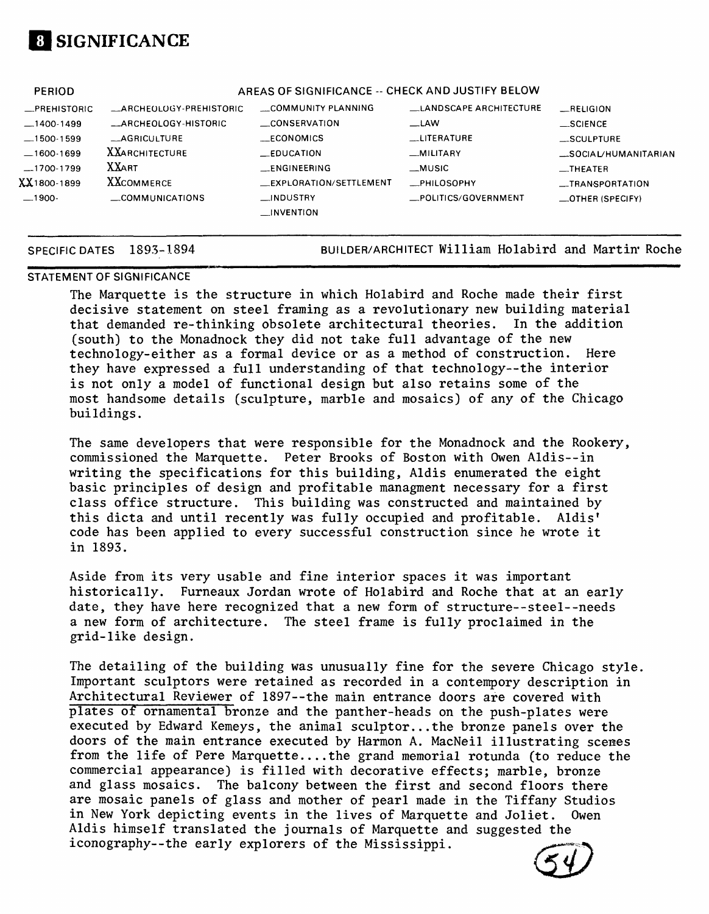# 8 SIGNIFICANCE

| PERIOD | AREAS OF SIGNIFICANCE -- CHECK AND JUSTIFY BELOW | | | |
|---|---|---|---|---|
| _PREHISTORIC | _ARCHEOLOGY-PREHISTORIC | _COMMUNITY PLANNING | _LANDSCAPE ARCHITECTURE | _RELIGION |
| _1400-1499 | _ARCHEOLOGY-HISTORIC | _CONSERVATION | _LAW | _SCIENCE |
| _1500-1599 | _AGRICULTURE | _ECONOMICS | _LITERATURE | _SCULPTURE |
| _1600-1699 | XXARCHITECTURE | _EDUCATION | _MILITARY | _SOCIAL/HUMANITARIAN |
| _1700-1799 | XXART | _ENGINEERING | _MUSIC | _THEATER |
| XX1800-1899 | XXCOMMERCE | _EXPLORATION/SETTLEMENT | _PHILOSOPHY | _TRANSPORTATION |
| _1900- | _COMMUNICATIONS | _INDUSTRY | _POLITICS/GOVERNMENT | _OTHER (SPECIFY) |
| | | _INVENTION | | |

SPECIFIC DATES 1893-1894 BUILDER/ARCHITECT William Holabird and Martin Roche

STATEMENT OF SIGNIFICANCE

The Marquette is the structure in which Holabird and Roche made their first decisive statement on steel framing as a revolutionary new building material that demanded re-thinking obsolete architectural theories. In the addition (south) to the Monadnock they did not take full advantage of the new technology-either as a formal device or as a method of construction. Here they have expressed a full understanding of that technology--the interior is not only a model of functional design but also retains some of the most handsome details (sculpture, marble and mosaics) of any of the Chicago buildings.

The same developers that were responsible for the Monadnock and the Rookery, commissioned the Marquette. Peter Brooks of Boston with Owen Aldis--in writing the specifications for this building, Aldis enumerated the eight basic principles of design and profitable managment necessary for a first class office structure. This building was constructed and maintained by this dicta and until recently was fully occupied and profitable. Aldis' code has been applied to every successful construction since he wrote it in 1893.

Aside from its very usable and fine interior spaces it was important historically. Furneaux Jordan wrote of Holabird and Roche that at an early date, they have here recognized that a new form of structure--steel--needs a new form of architecture. The steel frame is fully proclaimed in the grid-like design.

The detailing of the building was unusually fine for the severe Chicago style. Important sculptors were retained as recorded in a contempory description in Architectural Reviewer of 1897--the main entrance doors are covered with plates of ornamental bronze and the panther-heads on the push-plates were executed by Edward Kemeys, the animal sculptor...the bronze panels over the doors of the main entrance executed by Harmon A. MacNeil illustrating scenes from the life of Pere Marquette....the grand memorial rotunda (to reduce the commercial appearance) is filled with decorative effects; marble, bronze and glass mosaics. The balcony between the first and second floors there are mosaic panels of glass and mother of pearl made in the Tiffany Studios in New York depicting events in the lives of Marquette and Joliet. Owen Aldis himself translated the journals of Marquette and suggested the iconography--the early explorers of the Mississippi.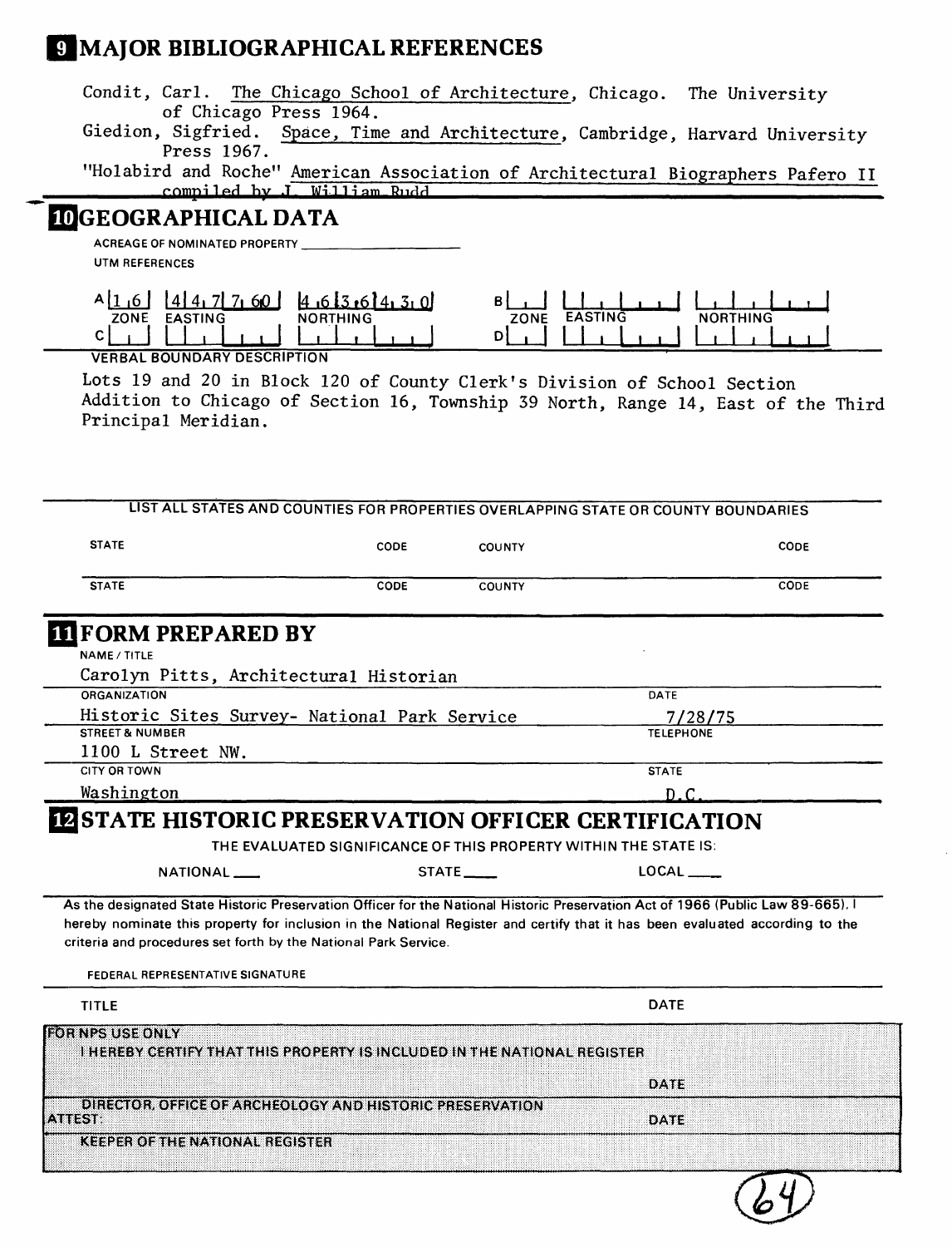## 9 MAJOR BIBLIOGRAPHICAL REFERENCES

Condit, Carl. The Chicago School of Architecture, Chicago. The University of Chicago Press 1964.

Giedion, Sigfried. Space, Time and Architecture, Cambridge, Harvard University Press 1967.

"Holabird and Roche" American Association of Architectural Biographers Pafero II compiled by J. William Rudd

## 10 GEOGRAPHICAL DATA

ACREAGE OF NOMINATED PROPERTY

UTM REFERENCES

| | ZONE | EASTING | NORTHING | | ZONE | EASTING | NORTHING |
|---|---|---|---|---|---|---|---|
| A | 16 | 447760 | 4636430 | B | | | |
| C | | | | D | | | |

VERBAL BOUNDARY DESCRIPTION

Lots 19 and 20 in Block 120 of County Clerk's Division of School Section Addition to Chicago of Section 16, Township 39 North, Range 14, East of the Third Principal Meridian.

LIST ALL STATES AND COUNTIES FOR PROPERTIES OVERLAPPING STATE OR COUNTY BOUNDARIES

| STATE | CODE | COUNTY | CODE |
|---|---|---|---|
| STATE | CODE | COUNTY | CODE |

## 11 FORM PREPARED BY

NAME / TITLE
Carolyn Pitts, Architectural Historian

ORGANIZATION
Historic Sites Survey- National Park Service

DATE
7/28/75

STREET & NUMBER
1100 L Street NW.

TELEPHONE

CITY OR TOWN
Washington

STATE
D.C.

## 12 STATE HISTORIC PRESERVATION OFFICER CERTIFICATION

THE EVALUATED SIGNIFICANCE OF THIS PROPERTY WITHIN THE STATE IS:

NATIONAL ___ STATE ___ LOCAL ___

As the designated State Historic Preservation Officer for the National Historic Preservation Act of 1966 (Public Law 89-665), I hereby nominate this property for inclusion in the National Register and certify that it has been evaluated according to the criteria and procedures set forth by the National Park Service.

FEDERAL REPRESENTATIVE SIGNATURE

TITLE

DATE

FOR NPS USE ONLY

I HEREBY CERTIFY THAT THIS PROPERTY IS INCLUDED IN THE NATIONAL REGISTER

DATE

DIRECTOR, OFFICE OF ARCHEOLOGY AND HISTORIC PRESERVATION

ATTEST:

DATE

KEEPER OF THE NATIONAL REGISTER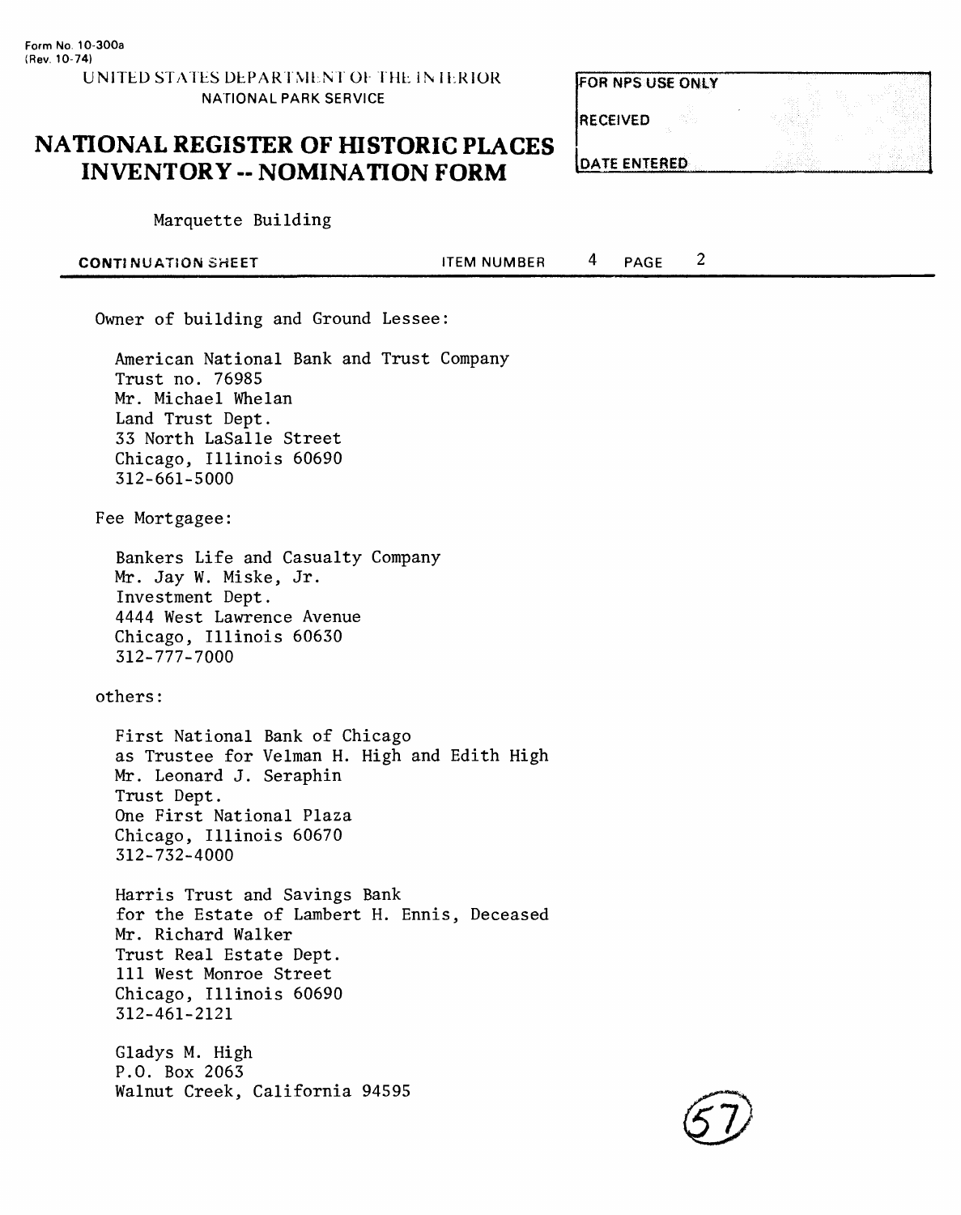Form No. 10-300a
(Rev. 10-74)

UNITED STATES DEPARTMENT OF THE INTERIOR
NATIONAL PARK SERVICE

# NATIONAL REGISTER OF HISTORIC PLACES INVENTORY -- NOMINATION FORM

| FOR NPS USE ONLY |
| --- |
| RECEIVED |
| DATE ENTERED |

Marquette Building

**CONTINUATION SHEET** ITEM NUMBER 4 PAGE 2

Owner of building and Ground Lessee:

American National Bank and Trust Company
Trust no. 76985
Mr. Michael Whelan
Land Trust Dept.
33 North LaSalle Street
Chicago, Illinois 60690
312-661-5000

Fee Mortgagee:

Bankers Life and Casualty Company
Mr. Jay W. Miske, Jr.
Investment Dept.
4444 West Lawrence Avenue
Chicago, Illinois 60630
312-777-7000

others:

First National Bank of Chicago
as Trustee for Velman H. High and Edith High
Mr. Leonard J. Seraphin
Trust Dept.
One First National Plaza
Chicago, Illinois 60670
312-732-4000

Harris Trust and Savings Bank
for the Estate of Lambert H. Ennis, Deceased
Mr. Richard Walker
Trust Real Estate Dept.
111 West Monroe Street
Chicago, Illinois 60690
312-461-2121

Gladys M. High
P.O. Box 2063
Walnut Creek, California 94595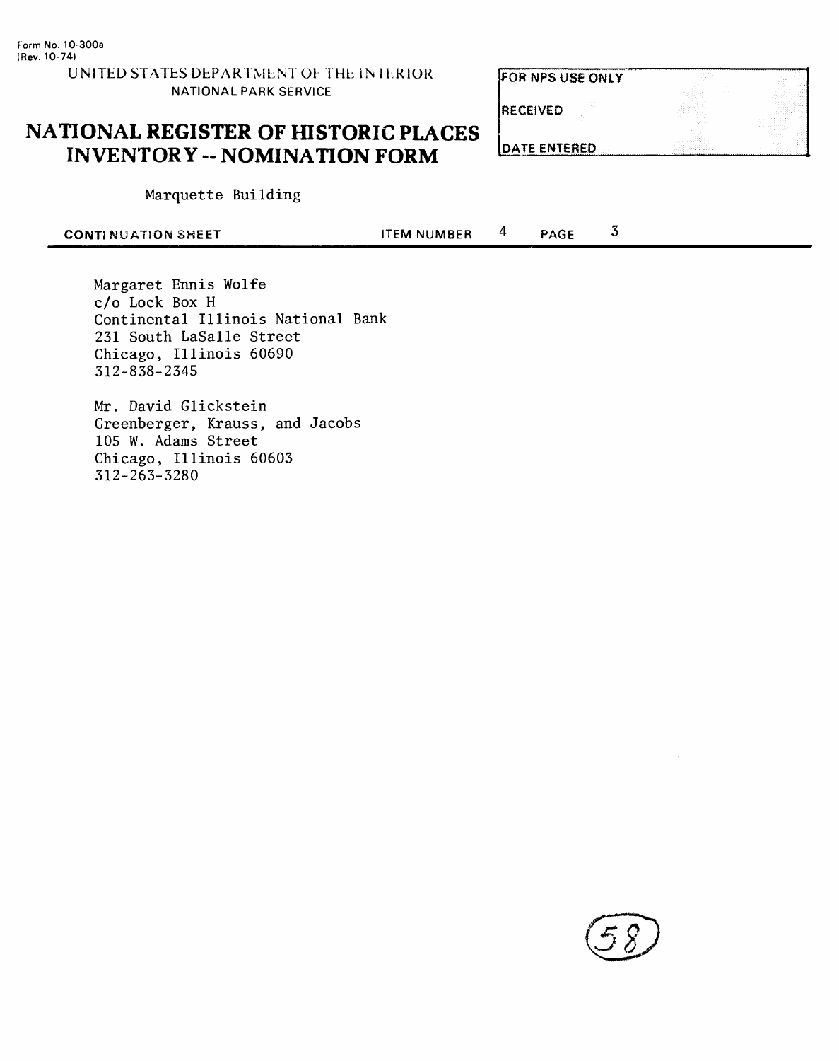Form No. 10-300a
(Rev. 10-74)

UNITED STATES DEPARTMENT OF THE INTERIOR
NATIONAL PARK SERVICE

# NATIONAL REGISTER OF HISTORIC PLACES INVENTORY -- NOMINATION FORM

| FOR NPS USE ONLY |
| --- |
| RECEIVED |
| DATE ENTERED |

Marquette Building

**CONTINUATION SHEET** ITEM NUMBER 4 PAGE 3

Margaret Ennis Wolfe
c/o Lock Box H
Continental Illinois National Bank
231 South LaSalle Street
Chicago, Illinois 60690
312-838-2345

Mr. David Glickstein
Greenberger, Krauss, and Jacobs
105 W. Adams Street
Chicago, Illinois 60603
312-263-3280

58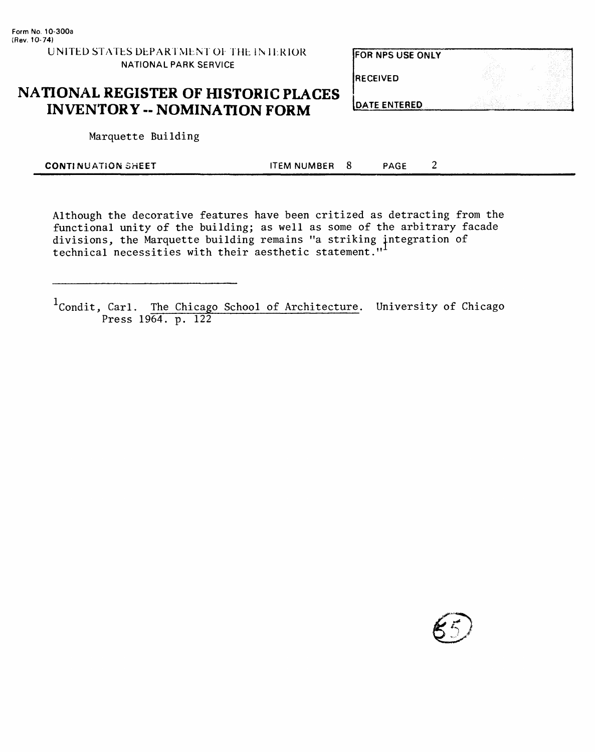Form No. 10-300a
(Rev. 10-74)

UNITED STATES DEPARTMENT OF THE INTERIOR
NATIONAL PARK SERVICE

# NATIONAL REGISTER OF HISTORIC PLACES INVENTORY -- NOMINATION FORM

| FOR NPS USE ONLY |
| --- |
| RECEIVED |
| DATE ENTERED |

Marquette Building

**CONTINUATION SHEET** ITEM NUMBER 8 PAGE 2

Although the decorative features have been critized as detracting from the functional unity of the building; as well as some of the arbitrary facade divisions, the Marquette building remains "a striking integration of technical necessities with their aesthetic statement."[1]

---

[1]Condit, Carl. The Chicago School of Architecture. University of Chicago Press 1964. p. 122

65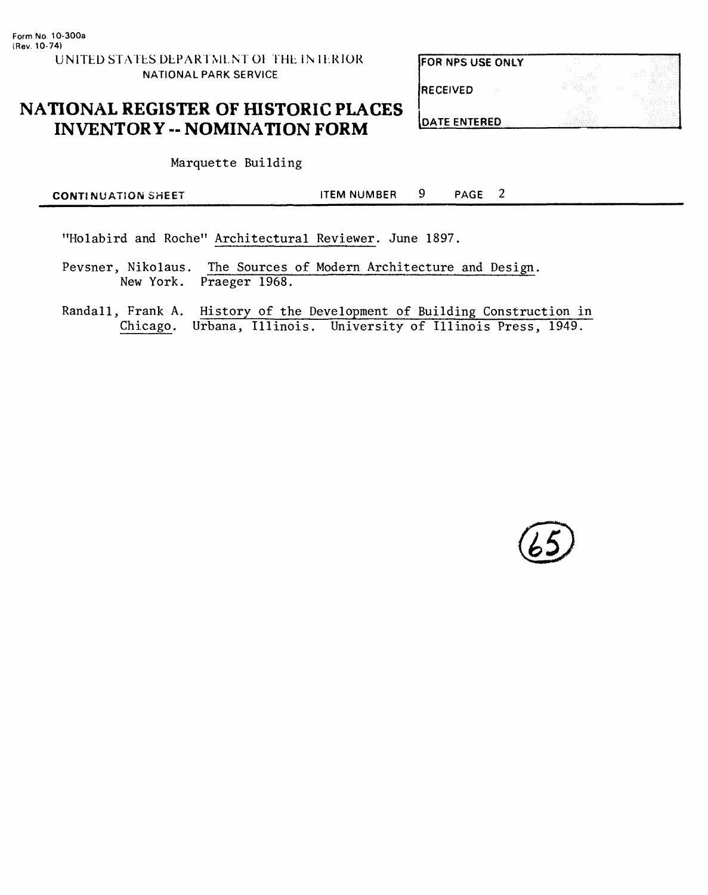Form No. 10-300a
(Rev. 10-74)

UNITED STATES DEPARTMENT OF THE INTERIOR
NATIONAL PARK SERVICE

# NATIONAL REGISTER OF HISTORIC PLACES INVENTORY -- NOMINATION FORM

| FOR NPS USE ONLY |
| --- |
| RECEIVED |
| DATE ENTERED |

Marquette Building

CONTINUATION SHEET ITEM NUMBER 9 PAGE 2

"Holabird and Roche" Architectural Reviewer. June 1897.

Pevsner, Nikolaus. The Sources of Modern Architecture and Design. New York. Praeger 1968.

Randall, Frank A. History of the Development of Building Construction in Chicago. Urbana, Illinois. University of Illinois Press, 1949.

65